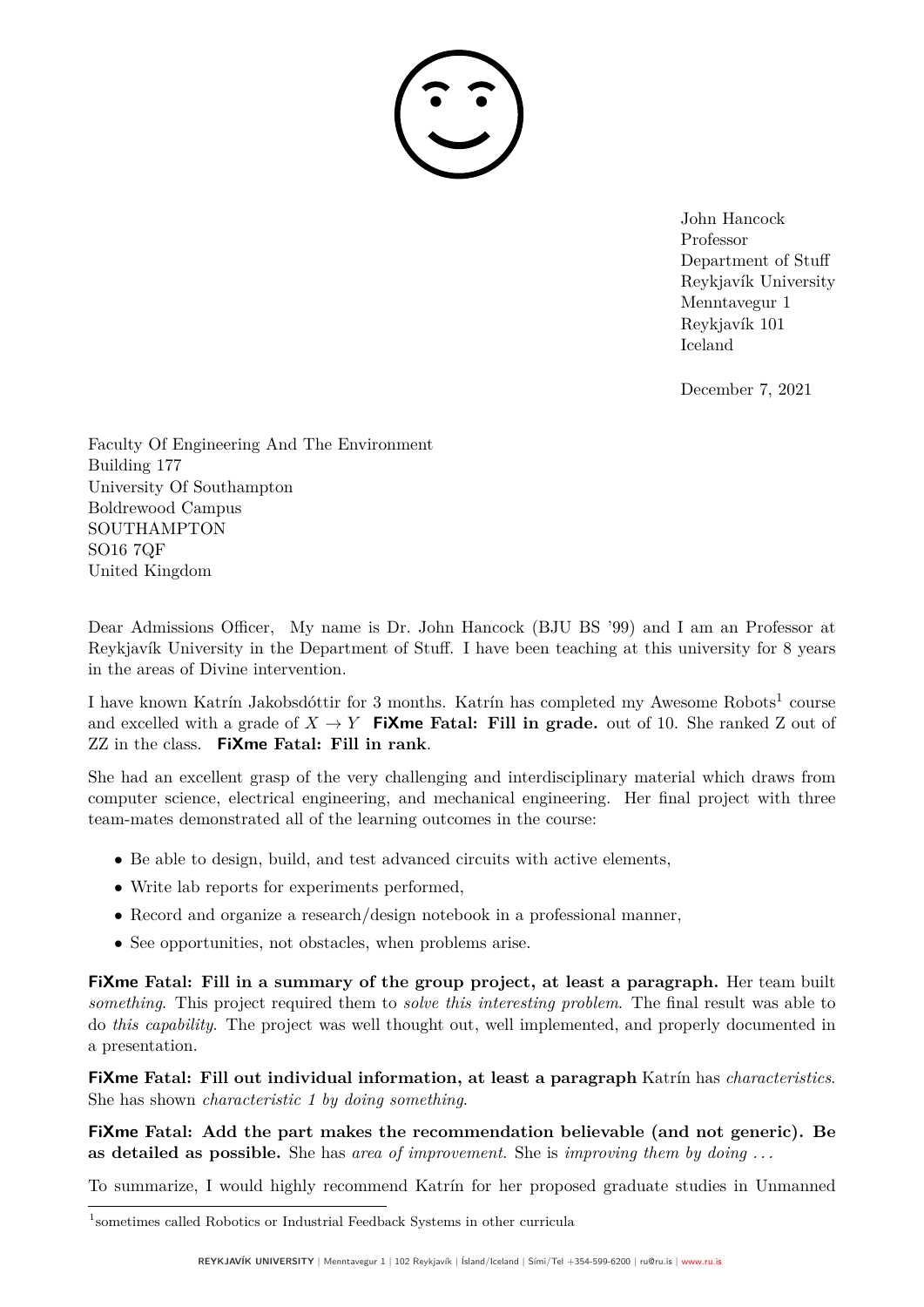John Hancock
Professor
Department of Stuff
Reykjavík University
Menntavegur 1
Reykjavík 101
Iceland

December 7, 2021

Faculty Of Engineering And The Environment
Building 177
University Of Southampton
Boldrewood Campus
SOUTHAMPTON
SO16 7QF
United Kingdom

Dear Admissions Officer, My name is Dr. John Hancock (BJU BS '99) and I am an Professor at Reykjavík University in the Department of Stuff. I have been teaching at this university for 8 years in the areas of Divine intervention.

I have known Katrín Jakobsdóttir for 3 months. Katrín has completed my Awesome Robots[1] course and excelled with a grade of $X \rightarrow Y$ **FiXme Fatal: Fill in grade.** out of 10. She ranked Z out of ZZ in the class. **FiXme Fatal: Fill in rank**.

She had an excellent grasp of the very challenging and interdisciplinary material which draws from computer science, electrical engineering, and mechanical engineering. Her final project with three team-mates demonstrated all of the learning outcomes in the course:

- Be able to design, build, and test advanced circuits with active elements,
- Write lab reports for experiments performed,
- Record and organize a research/design notebook in a professional manner,
- See opportunities, not obstacles, when problems arise.

**FiXme Fatal: Fill in a summary of the group project, at least a paragraph.** Her team built *something*. This project required them to *solve this interesting problem*. The final result was able to do *this capability*. The project was well thought out, well implemented, and properly documented in a presentation.

**FiXme Fatal: Fill out individual information, at least a paragraph** Katrín has *characteristics*. She has shown *characteristic 1 by doing something*.

**FiXme Fatal: Add the part makes the recommendation believable (and not generic). Be as detailed as possible.** She has *area of improvement*. She is *improving them by doing ...*

To summarize, I would highly recommend Katrín for her proposed graduate studies in Unmanned

[1] sometimes called Robotics or Industrial Feedback Systems in other curricula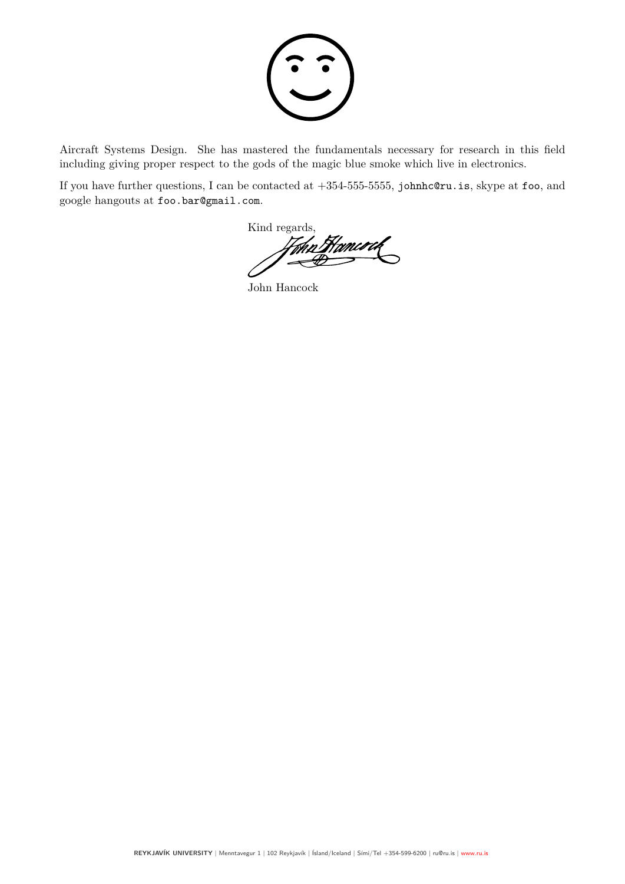Aircraft Systems Design. She has mastered the fundamentals necessary for research in this field including giving proper respect to the gods of the magic blue smoke which live in electronics.

If you have further questions, I can be contacted at +354-555-5555, johnhc@ru.is, skype at foo, and google hangouts at foo.bar@gmail.com.

Kind regards,

John Hancock

**REYKJAVÍK UNIVERSITY** | Menntavegur 1 | 102 Reykjavík | Ísland/Iceland | Sími/Tel +354-599-6200 | ru@ru.is | www.ru.is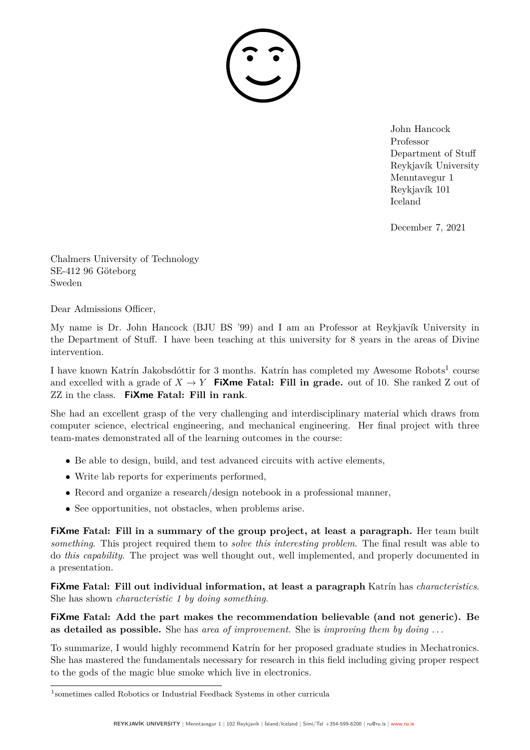John Hancock
Professor
Department of Stuff
Reykjavík University
Menntavegur 1
Reykjavík 101
Iceland

December 7, 2021

Chalmers University of Technology
SE-412 96 Göteborg
Sweden

Dear Admissions Officer,

My name is Dr. John Hancock (BJU BS '99) and I am an Professor at Reykjavík University in the Department of Stuff. I have been teaching at this university for 8 years in the areas of Divine intervention.

I have known Katrín Jakobsdóttir for 3 months. Katrín has completed my Awesome Robots[1] course and excelled with a grade of $X \to Y$ **FiXme Fatal: Fill in grade.** out of 10. She ranked Z out of ZZ in the class. **FiXme Fatal: Fill in rank**.

She had an excellent grasp of the very challenging and interdisciplinary material which draws from computer science, electrical engineering, and mechanical engineering. Her final project with three team-mates demonstrated all of the learning outcomes in the course:

- Be able to design, build, and test advanced circuits with active elements,
- Write lab reports for experiments performed,
- Record and organize a research/design notebook in a professional manner,
- See opportunities, not obstacles, when problems arise.

**FiXme Fatal: Fill in a summary of the group project, at least a paragraph.** Her team built *something*. This project required them to *solve this interesting problem*. The final result was able to do *this capability*. The project was well thought out, well implemented, and properly documented in a presentation.

**FiXme Fatal: Fill out individual information, at least a paragraph** Katrín has *characteristics*. She has shown *characteristic 1 by doing something*.

**FiXme Fatal: Add the part makes the recommendation believable (and not generic). Be as detailed as possible.** She has *area of improvement*. She is *improving them by doing ...*

To summarize, I would highly recommend Katrín for her proposed graduate studies in Mechatronics. She has mastered the fundamentals necessary for research in this field including giving proper respect to the gods of the magic blue smoke which live in electronics.

[1] sometimes called Robotics or Industrial Feedback Systems in other curricula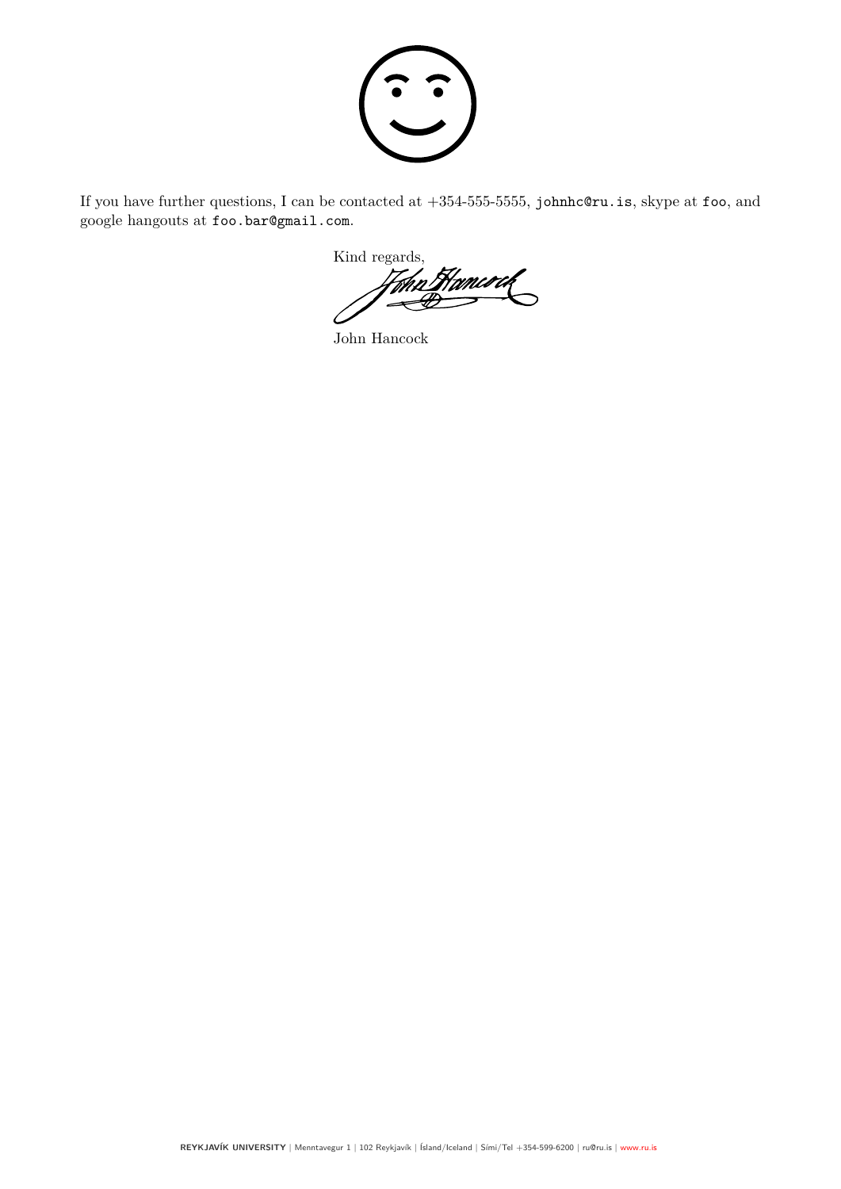If you have further questions, I can be contacted at +354-555-5555, `johnhc@ru.is`, skype at `foo`, and google hangouts at `foo.bar@gmail.com`.

Kind regards,

John Hancock

**REYKJAVÍK UNIVERSITY** | Menntavegur 1 | 102 Reykjavík | Ísland/Iceland | Sími/Tel +354-599-6200 | ru@ru.is | www.ru.is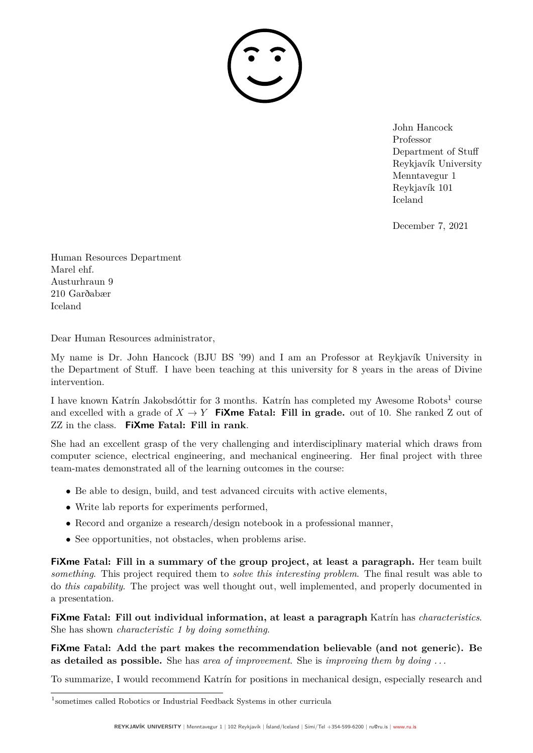John Hancock
Professor
Department of Stuff
Reykjavík University
Menntavegur 1
Reykjavík 101
Iceland

December 7, 2021

Human Resources Department
Marel ehf.
Austurhraun 9
210 Garðabær
Iceland

Dear Human Resources administrator,

My name is Dr. John Hancock (BJU BS '99) and I am an Professor at Reykjavík University in the Department of Stuff. I have been teaching at this university for 8 years in the areas of Divine intervention.

I have known Katrín Jakobsdóttir for 3 months. Katrín has completed my Awesome Robots[1] course and excelled with a grade of $X \rightarrow Y$ **FiXme Fatal: Fill in grade.** out of 10. She ranked Z out of ZZ in the class. **FiXme Fatal: Fill in rank**.

She had an excellent grasp of the very challenging and interdisciplinary material which draws from computer science, electrical engineering, and mechanical engineering. Her final project with three team-mates demonstrated all of the learning outcomes in the course:

- Be able to design, build, and test advanced circuits with active elements,
- Write lab reports for experiments performed,
- Record and organize a research/design notebook in a professional manner,
- See opportunities, not obstacles, when problems arise.

**FiXme Fatal: Fill in a summary of the group project, at least a paragraph.** Her team built *something*. This project required them to *solve this interesting problem*. The final result was able to do *this capability*. The project was well thought out, well implemented, and properly documented in a presentation.

**FiXme Fatal: Fill out individual information, at least a paragraph** Katrín has *characteristics*. She has shown *characteristic 1 by doing something*.

**FiXme Fatal: Add the part makes the recommendation believable (and not generic). Be as detailed as possible.** She has *area of improvement*. She is *improving them by doing ...*

To summarize, I would recommend Katrín for positions in mechanical design, especially research and

[1] sometimes called Robotics or Industrial Feedback Systems in other curricula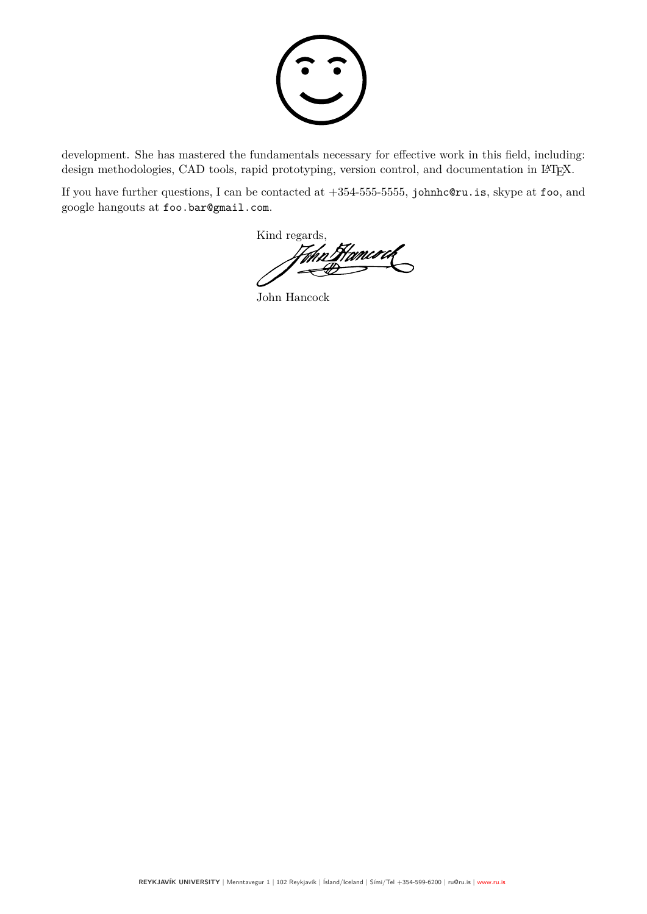development. She has mastered the fundamentals necessary for effective work in this field, including: design methodologies, CAD tools, rapid prototyping, version control, and documentation in LaTeX.

If you have further questions, I can be contacted at +354-555-5555, `johnhc@ru.is`, skype at `foo`, and google hangouts at `foo.bar@gmail.com`.

Kind regards,

John Hancock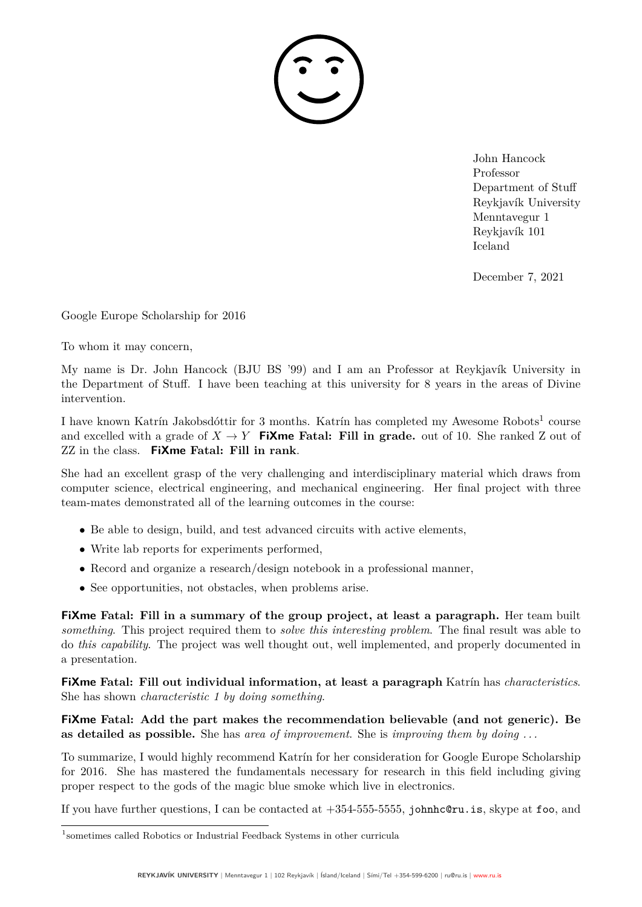John Hancock
Professor
Department of Stuff
Reykjavík University
Menntavegur 1
Reykjavík 101
Iceland

December 7, 2021

Google Europe Scholarship for 2016

To whom it may concern,

My name is Dr. John Hancock (BJU BS '99) and I am an Professor at Reykjavík University in the Department of Stuff. I have been teaching at this university for 8 years in the areas of Divine intervention.

I have known Katrín Jakobsdóttir for 3 months. Katrín has completed my Awesome Robots[1] course and excelled with a grade of $X \to Y$ **FiXme Fatal: Fill in grade.** out of 10. She ranked Z out of ZZ in the class. **FiXme Fatal: Fill in rank**.

She had an excellent grasp of the very challenging and interdisciplinary material which draws from computer science, electrical engineering, and mechanical engineering. Her final project with three team-mates demonstrated all of the learning outcomes in the course:

- Be able to design, build, and test advanced circuits with active elements,
- Write lab reports for experiments performed,
- Record and organize a research/design notebook in a professional manner,
- See opportunities, not obstacles, when problems arise.

**FiXme Fatal: Fill in a summary of the group project, at least a paragraph.** Her team built *something*. This project required them to *solve this interesting problem*. The final result was able to do *this capability*. The project was well thought out, well implemented, and properly documented in a presentation.

**FiXme Fatal: Fill out individual information, at least a paragraph** Katrín has *characteristics*. She has shown *characteristic 1 by doing something*.

**FiXme Fatal: Add the part makes the recommendation believable (and not generic). Be as detailed as possible.** She has *area of improvement*. She is *improving them by doing ...*

To summarize, I would highly recommend Katrín for her consideration for Google Europe Scholarship for 2016. She has mastered the fundamentals necessary for research in this field including giving proper respect to the gods of the magic blue smoke which live in electronics.

If you have further questions, I can be contacted at +354-555-5555, `johnhc@ru.is`, skype at `foo`, and

[1]sometimes called Robotics or Industrial Feedback Systems in other curricula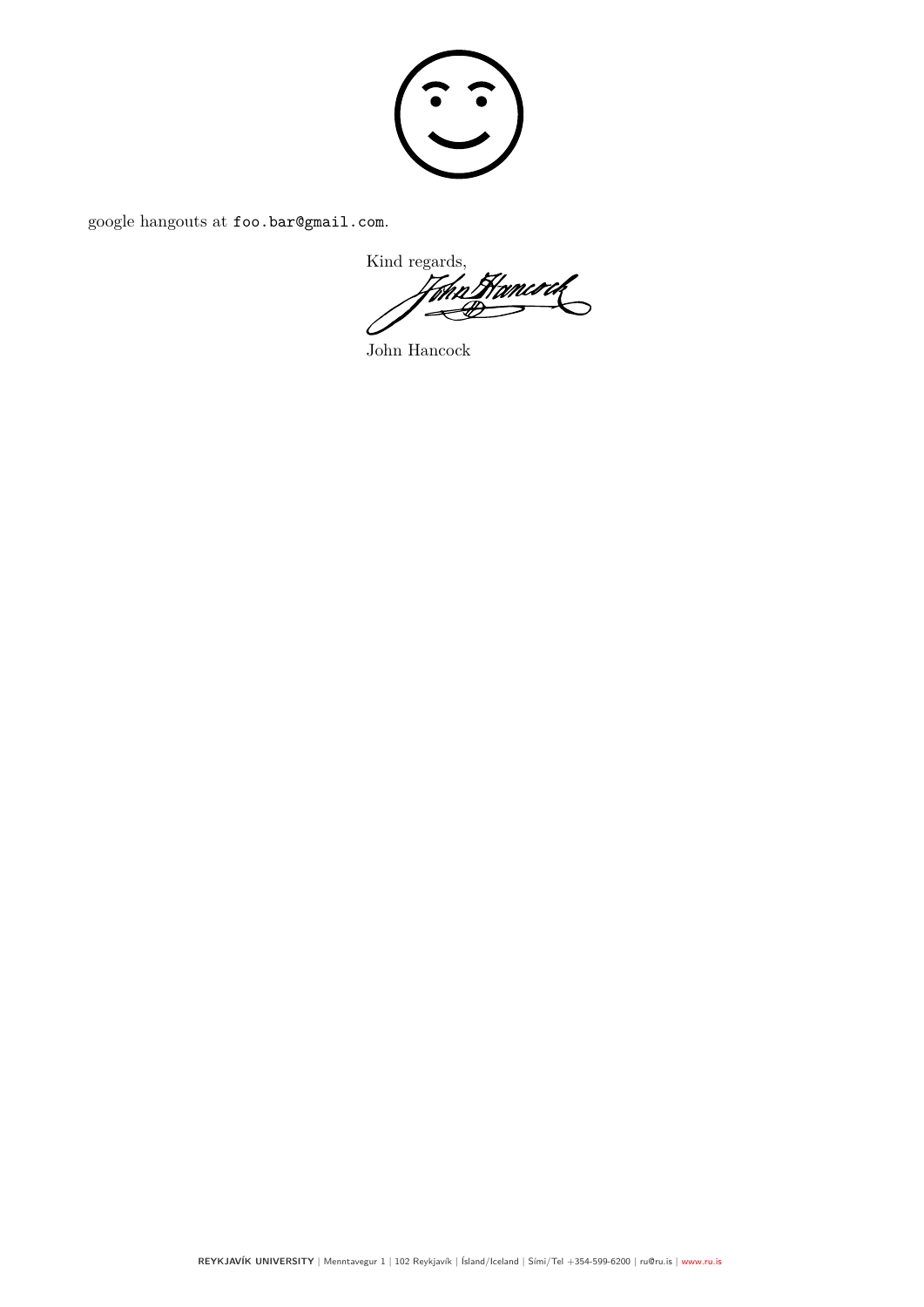google hangouts at `foo.bar@gmail.com`.

Kind regards,

John Hancock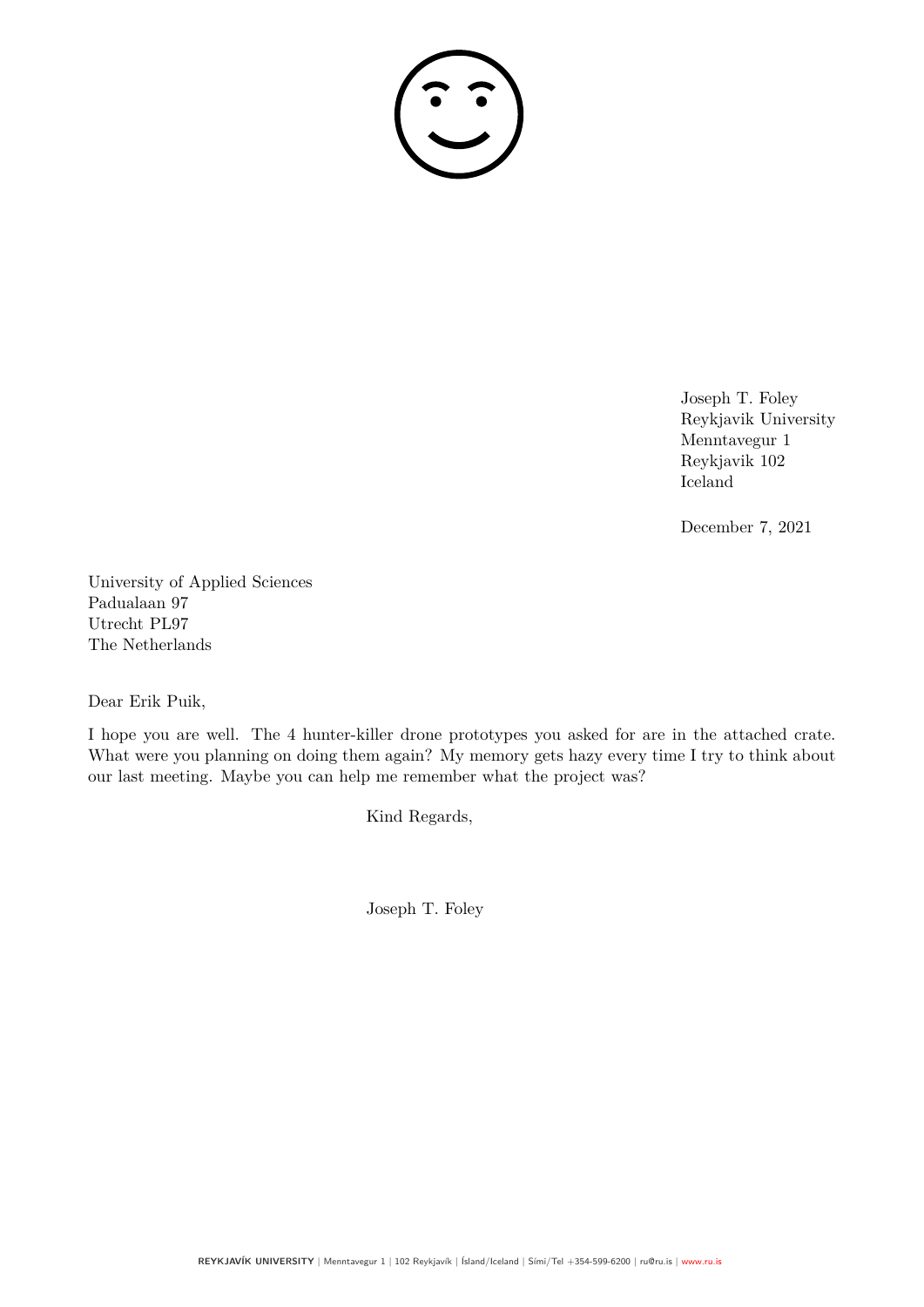Joseph T. Foley
Reykjavik University
Menntavegur 1
Reykjavik 102
Iceland

December 7, 2021

University of Applied Sciences
Padualaan 97
Utrecht PL97
The Netherlands

Dear Erik Puik,

I hope you are well. The 4 hunter-killer drone prototypes you asked for are in the attached crate. What were you planning on doing them again? My memory gets hazy every time I try to think about our last meeting. Maybe you can help me remember what the project was?

Kind Regards,

Joseph T. Foley

**REYKJAVÍK UNIVERSITY** | Menntavegur 1 | 102 Reykjavík | Ísland/Iceland | Sími/Tel +354-599-6200 | ru@ru.is | www.ru.is